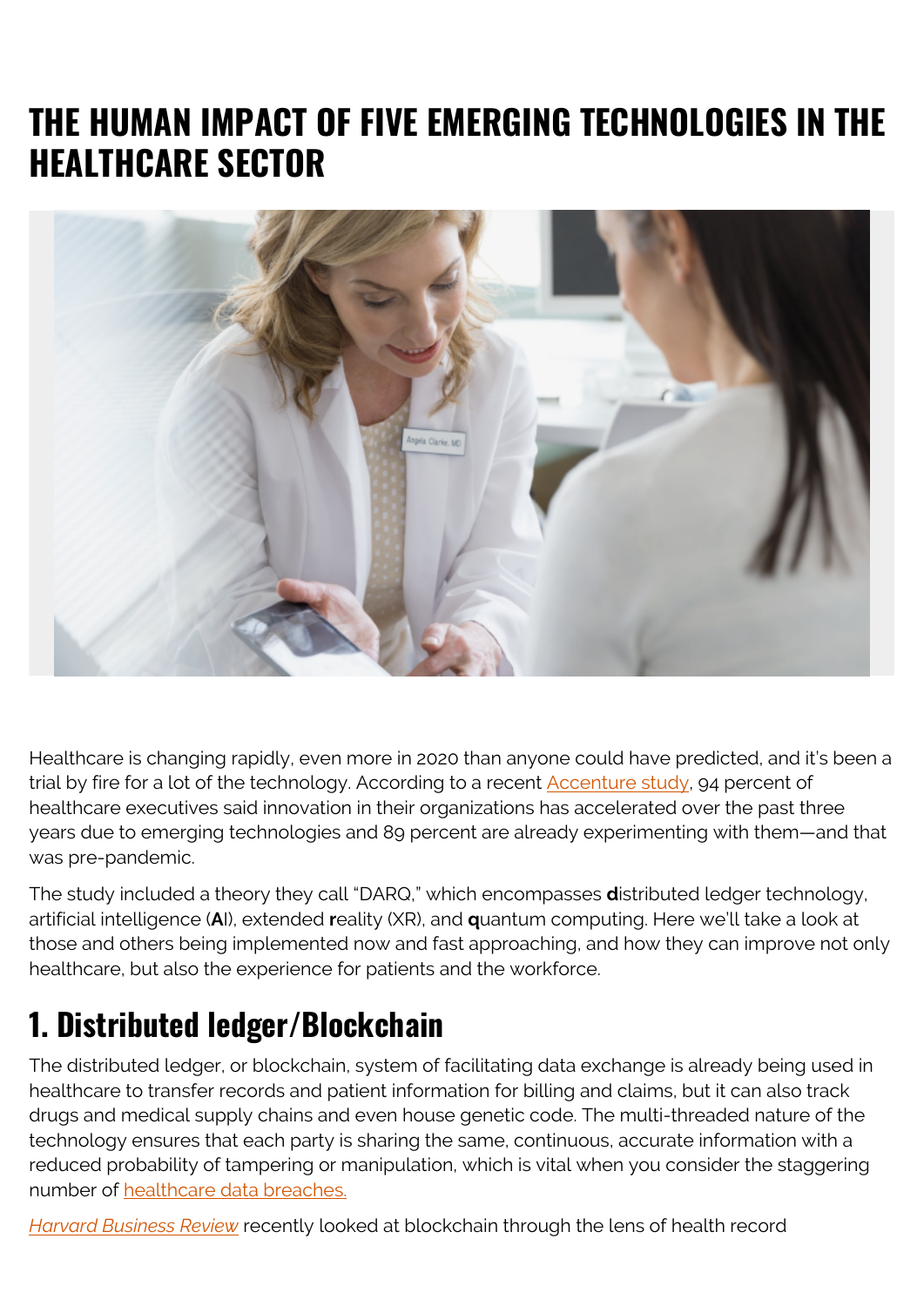# THE HUMAN IMPACT OF FIVE EMERGING TECHNOLOGIES IN THE HEALTHCARE SECTOR

Healthcare is changing rapidly, even more in 2020 than anyone could have predicted, and it's been a trial by fire for a lot of the technology. According to a recent Accenture study, 94 percent of healthcare executives said innovation in their organizations has accelerated over the past three years due to emerging technologies and 89 percent are already experimenting with them—and that was pre-pandemic.

The study included a theory they call "DARQ," which encompasses **d**istributed ledger technology, artificial intelligence (**A**I), extended **r**eality (XR), and **q**uantum computing. Here we'll take a look at those and others being implemented now and fast approaching, and how they can improve not only healthcare, but also the experience for patients and the workforce.

## 1. Distributed ledger/Blockchain

The distributed ledger, or blockchain, system of facilitating data exchange is already being used in healthcare to transfer records and patient information for billing and claims, but it can also track drugs and medical supply chains and even house genetic code. The multi-threaded nature of the technology ensures that each party is sharing the same, continuous, accurate information with a reduced probability of tampering or manipulation, which is vital when you consider the staggering number of healthcare data breaches.

*Harvard Business Review* recently looked at blockchain through the lens of health record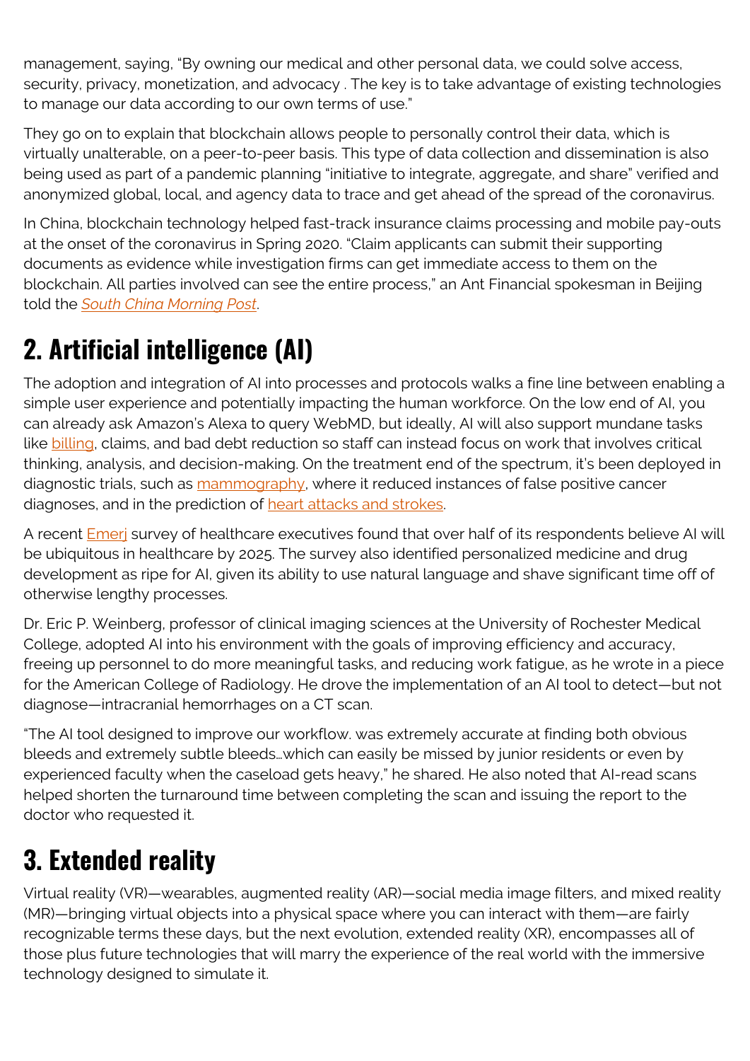management, saying, "By owning our medical and other personal data, we could solve access, security, privacy, monetization, and advocacy . The key is to take advantage of existing technologies to manage our data according to our own terms of use."

They go on to explain that blockchain allows people to personally control their data, which is virtually unalterable, on a peer-to-peer basis. This type of data collection and dissemination is also being used as part of a pandemic planning "initiative to integrate, aggregate, and share" verified and anonymized global, local, and agency data to trace and get ahead of the spread of the coronavirus.

In China, blockchain technology helped fast-track insurance claims processing and mobile pay-outs at the onset of the coronavirus in Spring 2020. "Claim applicants can submit their supporting documents as evidence while investigation firms can get immediate access to them on the blockchain. All parties involved can see the entire process," an Ant Financial spokesman in Beijing told the *South China Morning Post*.

## 2. Artificial intelligence (AI)

The adoption and integration of AI into processes and protocols walks a fine line between enabling a simple user experience and potentially impacting the human workforce. On the low end of AI, you can already ask Amazon's Alexa to query WebMD, but ideally, AI will also support mundane tasks like billing, claims, and bad debt reduction so staff can instead focus on work that involves critical thinking, analysis, and decision-making. On the treatment end of the spectrum, it's been deployed in diagnostic trials, such as mammography, where it reduced instances of false positive cancer diagnoses, and in the prediction of heart attacks and strokes.

A recent Emerj survey of healthcare executives found that over half of its respondents believe AI will be ubiquitous in healthcare by 2025. The survey also identified personalized medicine and drug development as ripe for AI, given its ability to use natural language and shave significant time off of otherwise lengthy processes.

Dr. Eric P. Weinberg, professor of clinical imaging sciences at the University of Rochester Medical College, adopted AI into his environment with the goals of improving efficiency and accuracy, freeing up personnel to do more meaningful tasks, and reducing work fatigue, as he wrote in a piece for the American College of Radiology. He drove the implementation of an AI tool to detect—but not diagnose—intracranial hemorrhages on a CT scan.

"The AI tool designed to improve our workflow. was extremely accurate at finding both obvious bleeds and extremely subtle bleeds…which can easily be missed by junior residents or even by experienced faculty when the caseload gets heavy," he shared. He also noted that AI-read scans helped shorten the turnaround time between completing the scan and issuing the report to the doctor who requested it.

## 3. Extended reality

Virtual reality (VR)—wearables, augmented reality (AR)—social media image filters, and mixed reality (MR)—bringing virtual objects into a physical space where you can interact with them—are fairly recognizable terms these days, but the next evolution, extended reality (XR), encompasses all of those plus future technologies that will marry the experience of the real world with the immersive technology designed to simulate it.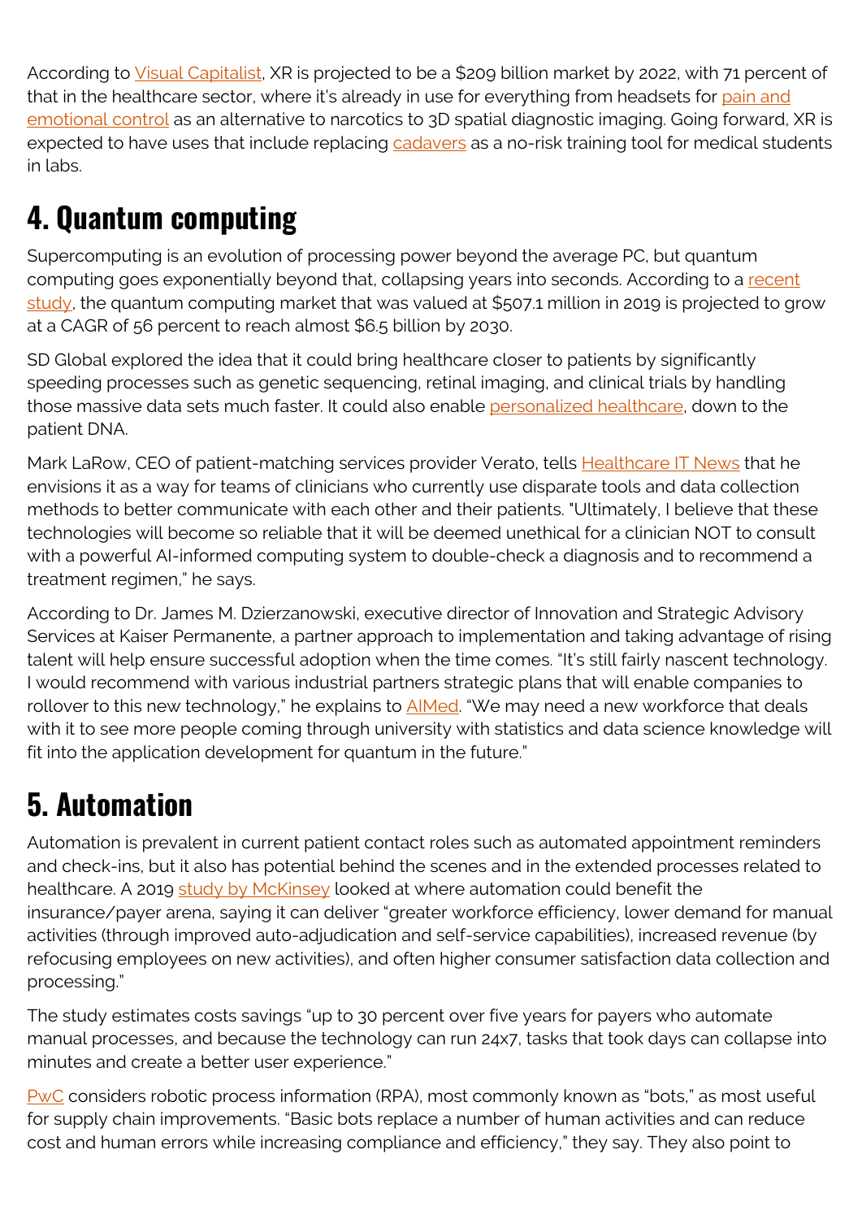According to [Visual Capitalist](), XR is projected to be a $209 billion market by 2022, with 71 percent of that in the healthcare sector, where it's already in use for everything from headsets for [pain and emotional control]() as an alternative to narcotics to 3D spatial diagnostic imaging. Going forward, XR is expected to have uses that include replacing [cadavers]() as a no-risk training tool for medical students in labs.

## 4. Quantum computing

Supercomputing is an evolution of processing power beyond the average PC, but quantum computing goes exponentially beyond that, collapsing years into seconds. According to a [recent study](), the quantum computing market that was valued at $507.1 million in 2019 is projected to grow at a CAGR of 56 percent to reach almost $6.5 billion by 2030.

SD Global explored the idea that it could bring healthcare closer to patients by significantly speeding processes such as genetic sequencing, retinal imaging, and clinical trials by handling those massive data sets much faster. It could also enable [personalized healthcare](), down to the patient DNA.

Mark LaRow, CEO of patient-matching services provider Verato, tells [Healthcare IT News]() that he envisions it as a way for teams of clinicians who currently use disparate tools and data collection methods to better communicate with each other and their patients. "Ultimately, I believe that these technologies will become so reliable that it will be deemed unethical for a clinician NOT to consult with a powerful AI-informed computing system to double-check a diagnosis and to recommend a treatment regimen," he says.

According to Dr. James M. Dzierzanowski, executive director of Innovation and Strategic Advisory Services at Kaiser Permanente, a partner approach to implementation and taking advantage of rising talent will help ensure successful adoption when the time comes. "It's still fairly nascent technology. I would recommend with various industrial partners strategic plans that will enable companies to rollover to this new technology," he explains to [AIMed](). "We may need a new workforce that deals with it to see more people coming through university with statistics and data science knowledge will fit into the application development for quantum in the future."

## 5. Automation

Automation is prevalent in current patient contact roles such as automated appointment reminders and check-ins, but it also has potential behind the scenes and in the extended processes related to healthcare. A 2019 [study by McKinsey]() looked at where automation could benefit the insurance/payer arena, saying it can deliver "greater workforce efficiency, lower demand for manual activities (through improved auto-adjudication and self-service capabilities), increased revenue (by refocusing employees on new activities), and often higher consumer satisfaction data collection and processing."

The study estimates costs savings "up to 30 percent over five years for payers who automate manual processes, and because the technology can run 24x7, tasks that took days can collapse into minutes and create a better user experience."

[PwC]() considers robotic process information (RPA), most commonly known as "bots," as most useful for supply chain improvements. "Basic bots replace a number of human activities and can reduce cost and human errors while increasing compliance and efficiency," they say. They also point to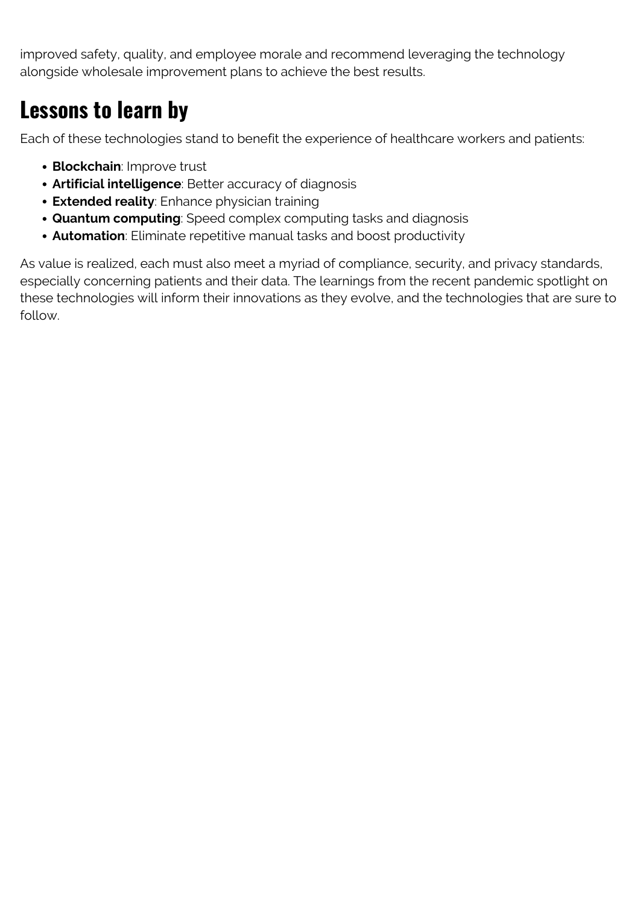improved safety, quality, and employee morale and recommend leveraging the technology alongside wholesale improvement plans to achieve the best results.

## Lessons to learn by

Each of these technologies stand to benefit the experience of healthcare workers and patients:

- **Blockchain**: Improve trust
- **Artificial intelligence**: Better accuracy of diagnosis
- **Extended reality**: Enhance physician training
- **Quantum computing**: Speed complex computing tasks and diagnosis
- **Automation**: Eliminate repetitive manual tasks and boost productivity

As value is realized, each must also meet a myriad of compliance, security, and privacy standards, especially concerning patients and their data. The learnings from the recent pandemic spotlight on these technologies will inform their innovations as they evolve, and the technologies that are sure to follow.